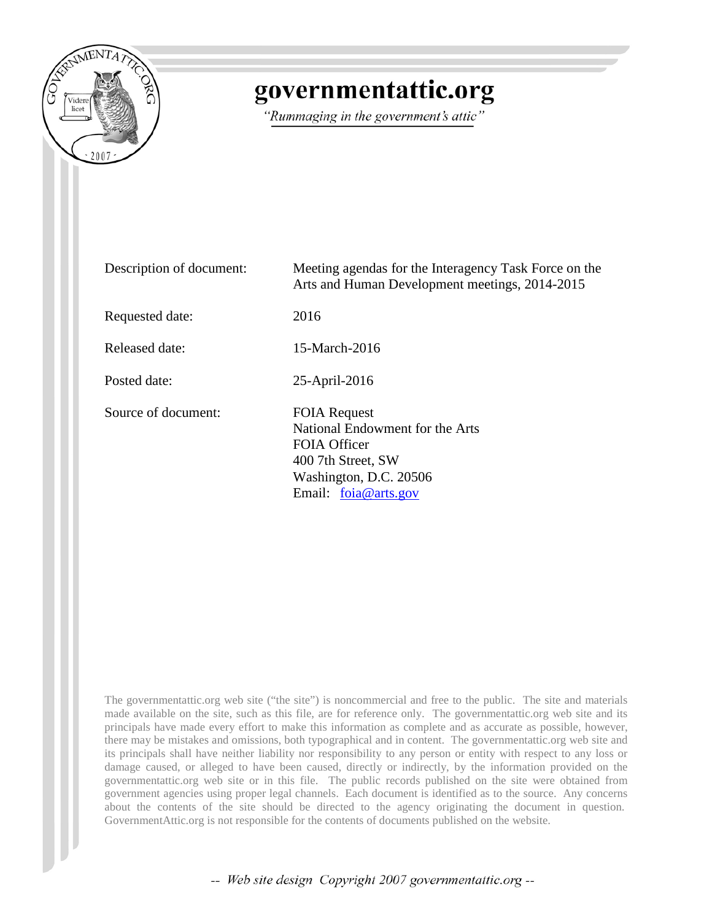# governmentattic.org

*"Rummaging in the government's attic"*

| | |
|---|---|
| Description of document: | Meeting agendas for the Interagency Task Force on the Arts and Human Development meetings, 2014-2015 |
| Requested date: | 2016 |
| Released date: | 15-March-2016 |
| Posted date: | 25-April-2016 |
| Source of document: | FOIA Request<br>National Endowment for the Arts<br>FOIA Officer<br>400 7th Street, SW<br>Washington, D.C. 20506<br>Email: foia@arts.gov |

The governmentattic.org web site ("the site") is noncommercial and free to the public. The site and materials made available on the site, such as this file, are for reference only. The governmentattic.org web site and its principals have made every effort to make this information as complete and as accurate as possible, however, there may be mistakes and omissions, both typographical and in content. The governmentattic.org web site and its principals shall have neither liability nor responsibility to any person or entity with respect to any loss or damage caused, or alleged to have been caused, directly or indirectly, by the information provided on the governmentattic.org web site or in this file. The public records published on the site were obtained from government agencies using proper legal channels. Each document is identified as to the source. Any concerns about the contents of the site should be directed to the agency originating the document in question. GovernmentAttic.org is not responsible for the contents of documents published on the website.

-- Web site design Copyright 2007 governmentattic.org --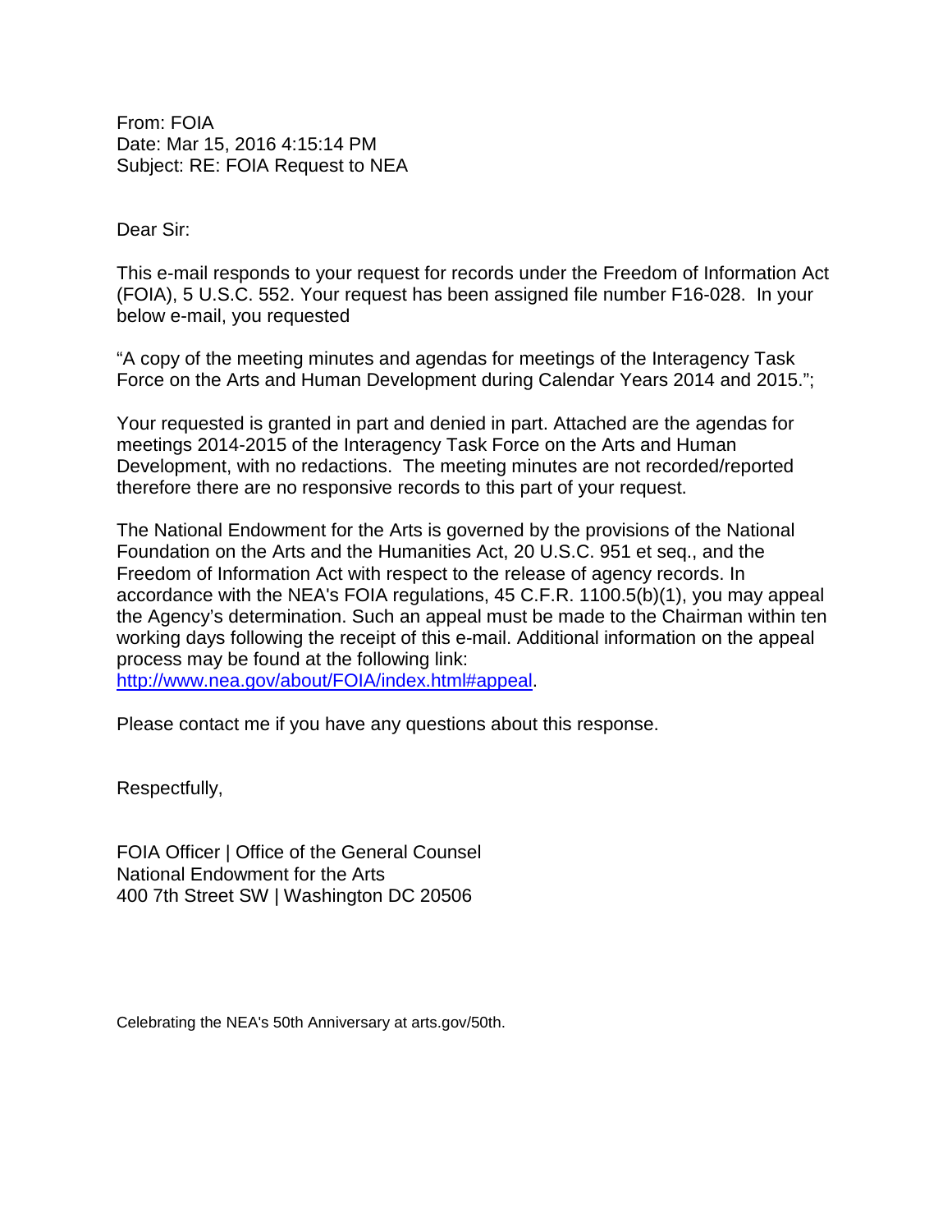From: FOIA
Date: Mar 15, 2016 4:15:14 PM
Subject: RE: FOIA Request to NEA

Dear Sir:

This e-mail responds to your request for records under the Freedom of Information Act (FOIA), 5 U.S.C. 552. Your request has been assigned file number F16-028. In your below e-mail, you requested

"A copy of the meeting minutes and agendas for meetings of the Interagency Task Force on the Arts and Human Development during Calendar Years 2014 and 2015.";

Your requested is granted in part and denied in part. Attached are the agendas for meetings 2014-2015 of the Interagency Task Force on the Arts and Human Development, with no redactions. The meeting minutes are not recorded/reported therefore there are no responsive records to this part of your request.

The National Endowment for the Arts is governed by the provisions of the National Foundation on the Arts and the Humanities Act, 20 U.S.C. 951 et seq., and the Freedom of Information Act with respect to the release of agency records. In accordance with the NEA's FOIA regulations, 45 C.F.R. 1100.5(b)(1), you may appeal the Agency's determination. Such an appeal must be made to the Chairman within ten working days following the receipt of this e-mail. Additional information on the appeal process may be found at the following link:
[http://www.nea.gov/about/FOIA/index.html#appeal](http://www.nea.gov/about/FOIA/index.html#appeal).

Please contact me if you have any questions about this response.

Respectfully,

FOIA Officer | Office of the General Counsel
National Endowment for the Arts
400 7th Street SW | Washington DC 20506

Celebrating the NEA's 50th Anniversary at arts.gov/50th.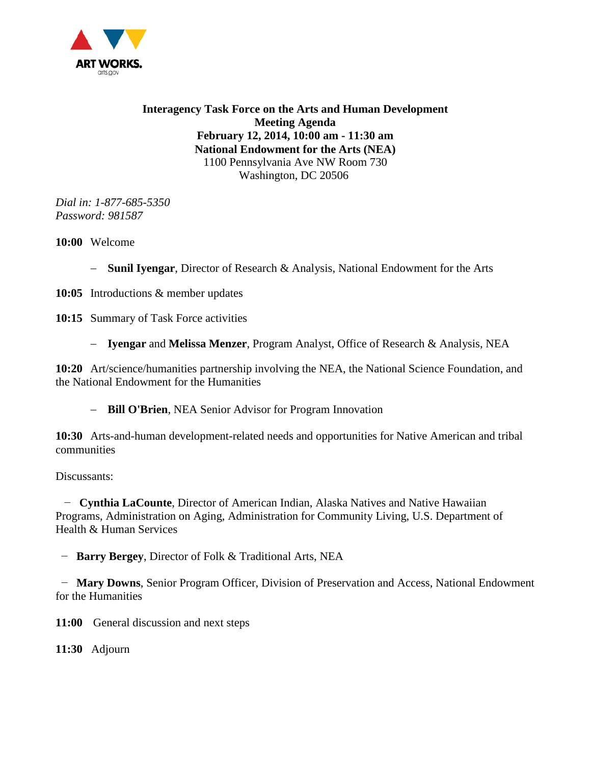ART WORKS.
arts.gov

**Interagency Task Force on the Arts and Human Development**
**Meeting Agenda**
**February 12, 2014, 10:00 am - 11:30 am**
**National Endowment for the Arts (NEA)**
1100 Pennsylvania Ave NW Room 730
Washington, DC 20506

*Dial in: 1-877-685-5350*
*Password: 981587*

**10:00** Welcome

- **Sunil Iyengar**, Director of Research & Analysis, National Endowment for the Arts

**10:05** Introductions & member updates

**10:15** Summary of Task Force activities

- **Iyengar** and **Melissa Menzer**, Program Analyst, Office of Research & Analysis, NEA

**10:20** Art/science/humanities partnership involving the NEA, the National Science Foundation, and the National Endowment for the Humanities

- **Bill O'Brien**, NEA Senior Advisor for Program Innovation

**10:30** Arts-and-human development-related needs and opportunities for Native American and tribal communities

Discussants:

- **Cynthia LaCounte**, Director of American Indian, Alaska Natives and Native Hawaiian Programs, Administration on Aging, Administration for Community Living, U.S. Department of Health & Human Services

- **Barry Bergey**, Director of Folk & Traditional Arts, NEA

- **Mary Downs**, Senior Program Officer, Division of Preservation and Access, National Endowment for the Humanities

**11:00** General discussion and next steps

**11:30** Adjourn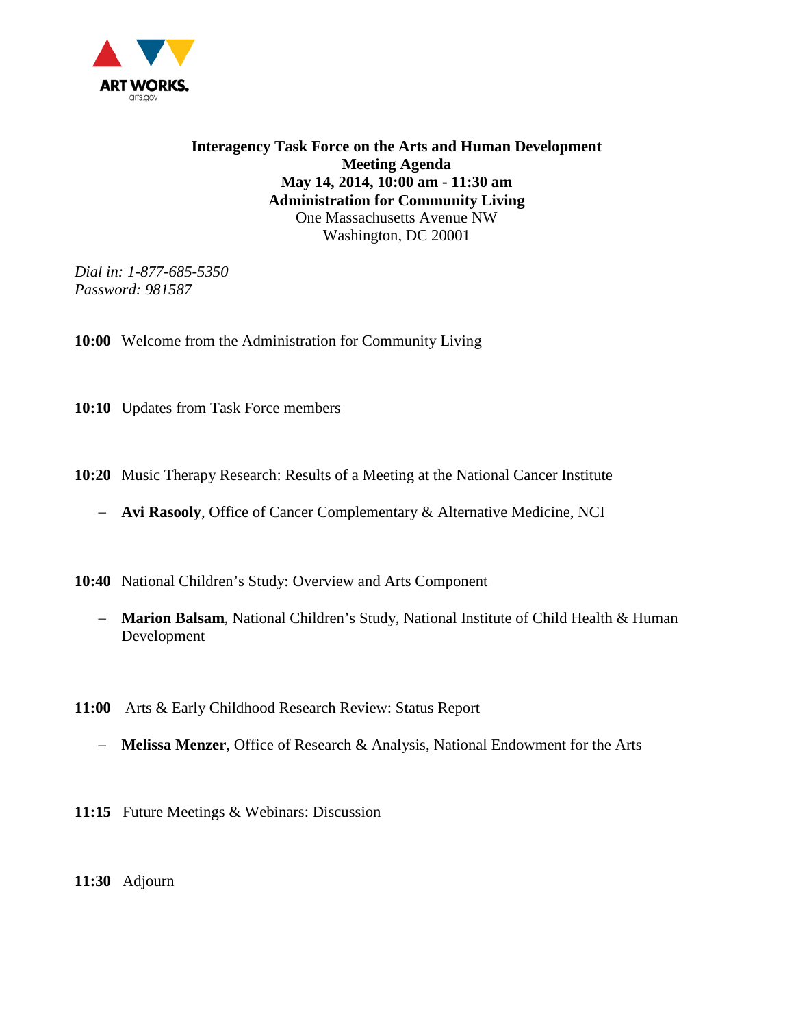ART WORKS.
arts.gov

**Interagency Task Force on the Arts and Human Development**
**Meeting Agenda**
**May 14, 2014, 10:00 am - 11:30 am**
**Administration for Community Living**
One Massachusetts Avenue NW
Washington, DC 20001

*Dial in: 1-877-685-5350*
*Password: 981587*

**10:00** Welcome from the Administration for Community Living

**10:10** Updates from Task Force members

**10:20** Music Therapy Research: Results of a Meeting at the National Cancer Institute

- **Avi Rasooly**, Office of Cancer Complementary & Alternative Medicine, NCI

**10:40** National Children's Study: Overview and Arts Component

- **Marion Balsam**, National Children's Study, National Institute of Child Health & Human Development

**11:00** Arts & Early Childhood Research Review: Status Report

- **Melissa Menzer**, Office of Research & Analysis, National Endowment for the Arts

**11:15** Future Meetings & Webinars: Discussion

**11:30** Adjourn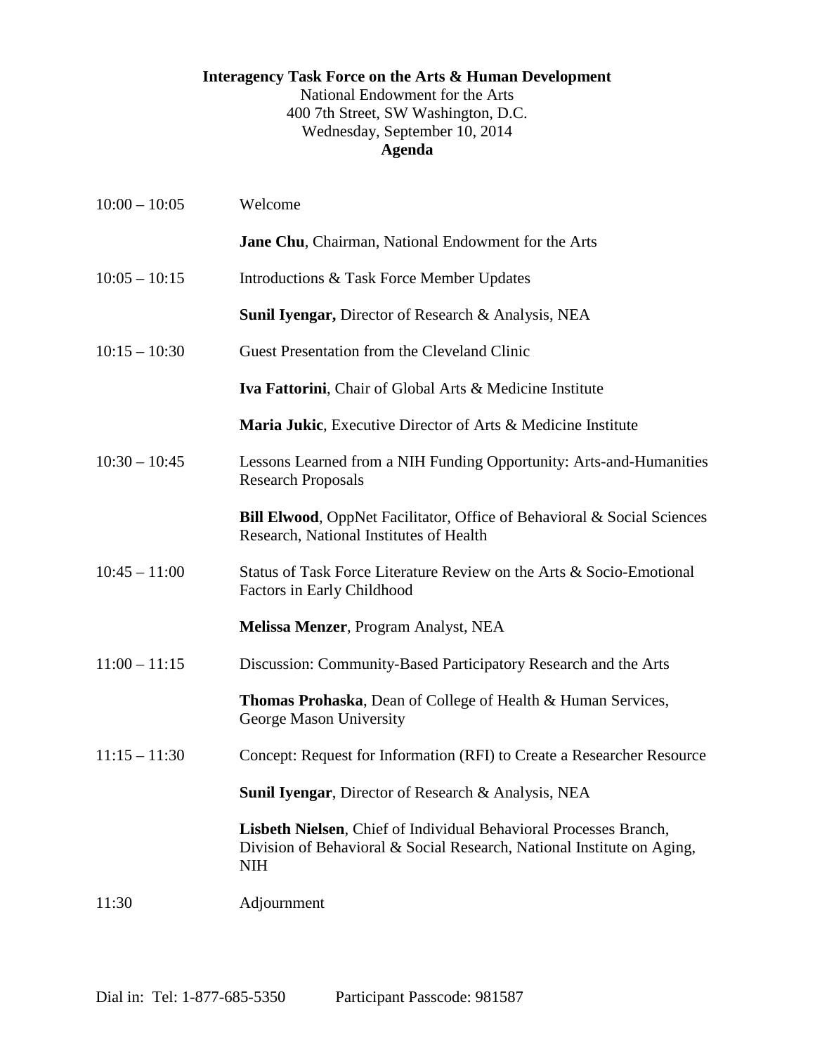**Interagency Task Force on the Arts & Human Development**
National Endowment for the Arts
400 7th Street, SW Washington, D.C.
Wednesday, September 10, 2014
**Agenda**

| Time | Item |
|---|---|
| 10:00 – 10:05 | Welcome |
| | **Jane Chu**, Chairman, National Endowment for the Arts |
| 10:05 – 10:15 | Introductions & Task Force Member Updates |
| | **Sunil Iyengar,** Director of Research & Analysis, NEA |
| 10:15 – 10:30 | Guest Presentation from the Cleveland Clinic |
| | **Iva Fattorini**, Chair of Global Arts & Medicine Institute |
| | **Maria Jukic**, Executive Director of Arts & Medicine Institute |
| 10:30 – 10:45 | Lessons Learned from a NIH Funding Opportunity: Arts-and-Humanities Research Proposals |
| | **Bill Elwood**, OppNet Facilitator, Office of Behavioral & Social Sciences Research, National Institutes of Health |
| 10:45 – 11:00 | Status of Task Force Literature Review on the Arts & Socio-Emotional Factors in Early Childhood |
| | **Melissa Menzer**, Program Analyst, NEA |
| 11:00 – 11:15 | Discussion: Community-Based Participatory Research and the Arts |
| | **Thomas Prohaska**, Dean of College of Health & Human Services, George Mason University |
| 11:15 – 11:30 | Concept: Request for Information (RFI) to Create a Researcher Resource |
| | **Sunil Iyengar**, Director of Research & Analysis, NEA |
| | **Lisbeth Nielsen**, Chief of Individual Behavioral Processes Branch, Division of Behavioral & Social Research, National Institute on Aging, NIH |
| 11:30 | Adjournment |

Dial in: Tel: 1-877-685-5350 Participant Passcode: 981587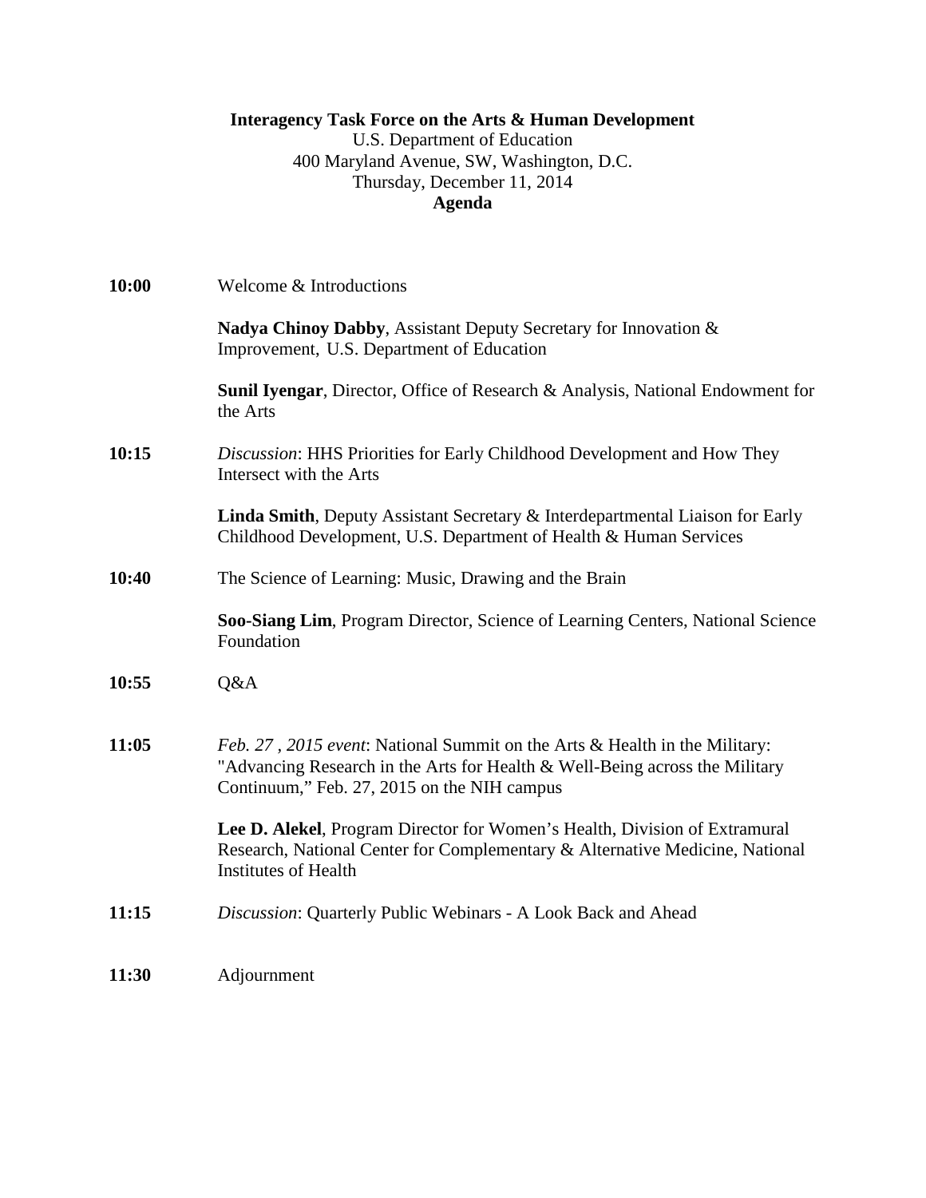**Interagency Task Force on the Arts & Human Development**
U.S. Department of Education
400 Maryland Avenue, SW, Washington, D.C.
Thursday, December 11, 2014
**Agenda**

**10:00** Welcome & Introductions

**Nadya Chinoy Dabby**, Assistant Deputy Secretary for Innovation & Improvement, U.S. Department of Education

**Sunil Iyengar**, Director, Office of Research & Analysis, National Endowment for the Arts

**10:15** *Discussion*: HHS Priorities for Early Childhood Development and How They Intersect with the Arts

**Linda Smith**, Deputy Assistant Secretary & Interdepartmental Liaison for Early Childhood Development, U.S. Department of Health & Human Services

**10:40** The Science of Learning: Music, Drawing and the Brain

**Soo-Siang Lim**, Program Director, Science of Learning Centers, National Science Foundation

**10:55** Q&A

**11:05** *Feb. 27 , 2015 event*: National Summit on the Arts & Health in the Military: "Advancing Research in the Arts for Health & Well-Being across the Military Continuum," Feb. 27, 2015 on the NIH campus

**Lee D. Alekel**, Program Director for Women's Health, Division of Extramural Research, National Center for Complementary & Alternative Medicine, National Institutes of Health

**11:15** *Discussion*: Quarterly Public Webinars - A Look Back and Ahead

**11:30** Adjournment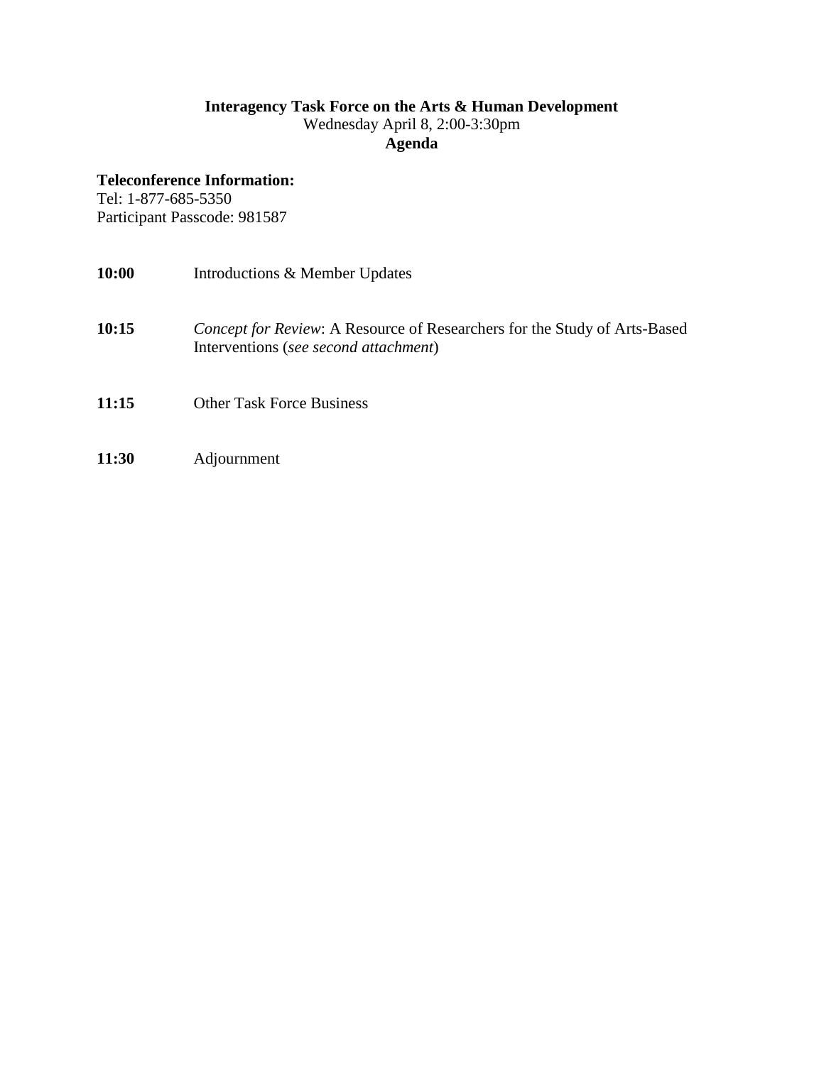**Interagency Task Force on the Arts & Human Development**
Wednesday April 8, 2:00-3:30pm
**Agenda**

**Teleconference Information:**
Tel: 1-877-685-5350
Participant Passcode: 981587

**10:00** Introductions & Member Updates

**10:15** *Concept for Review*: A Resource of Researchers for the Study of Arts-Based Interventions (*see second attachment*)

**11:15** Other Task Force Business

**11:30** Adjournment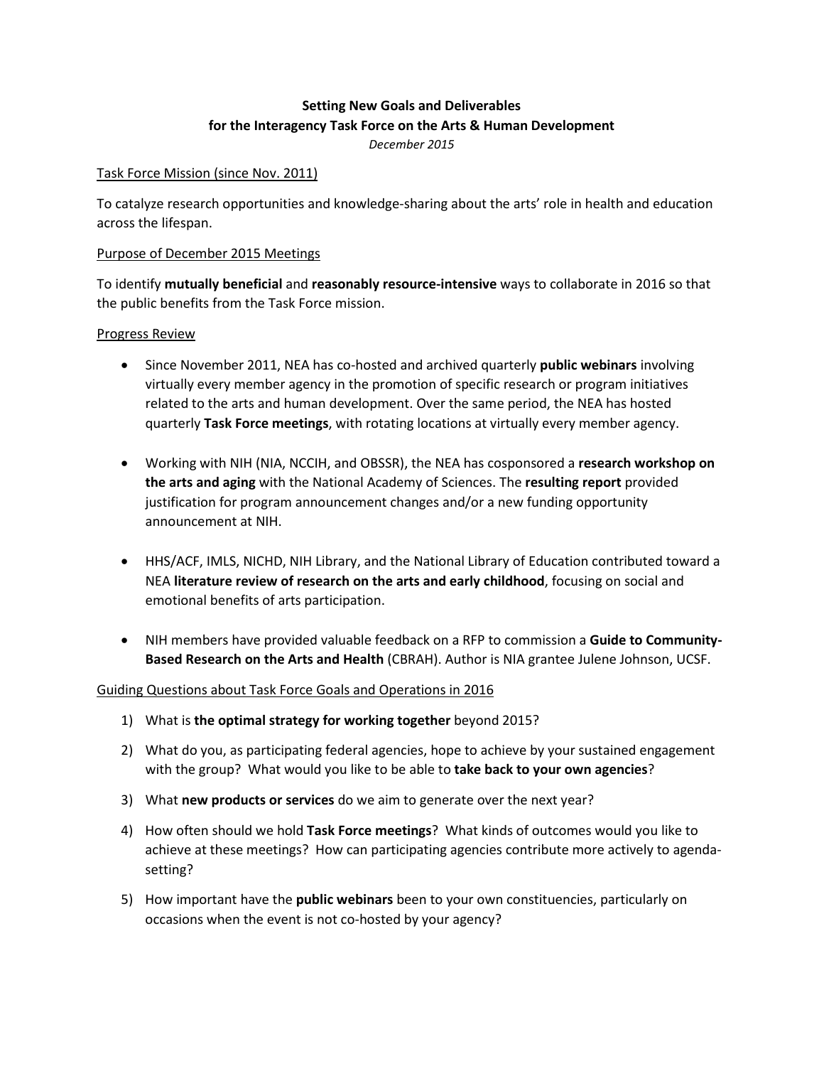**Setting New Goals and Deliverables**
**for the Interagency Task Force on the Arts & Human Development**
*December 2015*

Task Force Mission (since Nov. 2011)

To catalyze research opportunities and knowledge-sharing about the arts' role in health and education across the lifespan.

Purpose of December 2015 Meetings

To identify **mutually beneficial** and **reasonably resource-intensive** ways to collaborate in 2016 so that the public benefits from the Task Force mission.

Progress Review

- Since November 2011, NEA has co-hosted and archived quarterly **public webinars** involving virtually every member agency in the promotion of specific research or program initiatives related to the arts and human development. Over the same period, the NEA has hosted quarterly **Task Force meetings**, with rotating locations at virtually every member agency.
- Working with NIH (NIA, NCCIH, and OBSSR), the NEA has cosponsored a **research workshop on the arts and aging** with the National Academy of Sciences. The **resulting report** provided justification for program announcement changes and/or a new funding opportunity announcement at NIH.
- HHS/ACF, IMLS, NICHD, NIH Library, and the National Library of Education contributed toward a NEA **literature review of research on the arts and early childhood**, focusing on social and emotional benefits of arts participation.
- NIH members have provided valuable feedback on a RFP to commission a **Guide to Community-Based Research on the Arts and Health** (CBRAH). Author is NIA grantee Julene Johnson, UCSF.

Guiding Questions about Task Force Goals and Operations in 2016

1) What is **the optimal strategy for working together** beyond 2015?
2) What do you, as participating federal agencies, hope to achieve by your sustained engagement with the group? What would you like to be able to **take back to your own agencies**?
3) What **new products or services** do we aim to generate over the next year?
4) How often should we hold **Task Force meetings**? What kinds of outcomes would you like to achieve at these meetings? How can participating agencies contribute more actively to agenda-setting?
5) How important have the **public webinars** been to your own constituencies, particularly on occasions when the event is not co-hosted by your agency?